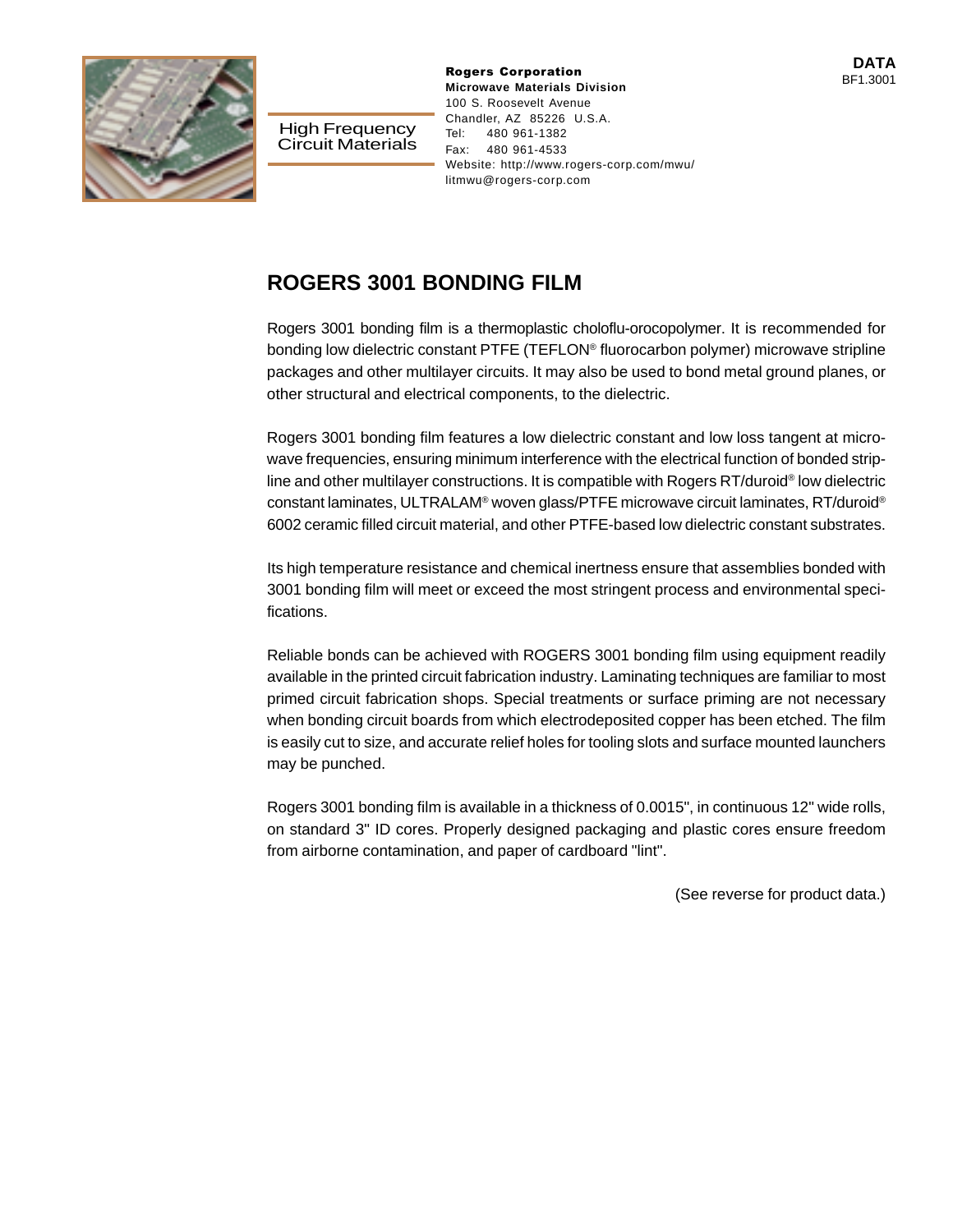High Frequency Circuit Materials

**Rogers Corporation**
**Microwave Materials Division**
100 S. Roosevelt Avenue
Chandler, AZ 85226 U.S.A.
Tel: 480 961-1382
Fax: 480 961-4533
Website: http://www.rogers-corp.com/mwu/
litmwu@rogers-corp.com

**DATA**
BF1.3001

# ROGERS 3001 BONDING FILM

Rogers 3001 bonding film is a thermoplastic choloflu-orocopolymer. It is recommended for bonding low dielectric constant PTFE (TEFLON® fluorocarbon polymer) microwave stripline packages and other multilayer circuits. It may also be used to bond metal ground planes, or other structural and electrical components, to the dielectric.

Rogers 3001 bonding film features a low dielectric constant and low loss tangent at microwave frequencies, ensuring minimum interference with the electrical function of bonded stripline and other multilayer constructions. It is compatible with Rogers RT/duroid® low dielectric constant laminates, ULTRALAM® woven glass/PTFE microwave circuit laminates, RT/duroid® 6002 ceramic filled circuit material, and other PTFE-based low dielectric constant substrates.

Its high temperature resistance and chemical inertness ensure that assemblies bonded with 3001 bonding film will meet or exceed the most stringent process and environmental specifications.

Reliable bonds can be achieved with ROGERS 3001 bonding film using equipment readily available in the printed circuit fabrication industry. Laminating techniques are familiar to most primed circuit fabrication shops. Special treatments or surface priming are not necessary when bonding circuit boards from which electrodeposited copper has been etched. The film is easily cut to size, and accurate relief holes for tooling slots and surface mounted launchers may be punched.

Rogers 3001 bonding film is available in a thickness of 0.0015", in continuous 12" wide rolls, on standard 3" ID cores. Properly designed packaging and plastic cores ensure freedom from airborne contamination, and paper of cardboard "lint".

(See reverse for product data.)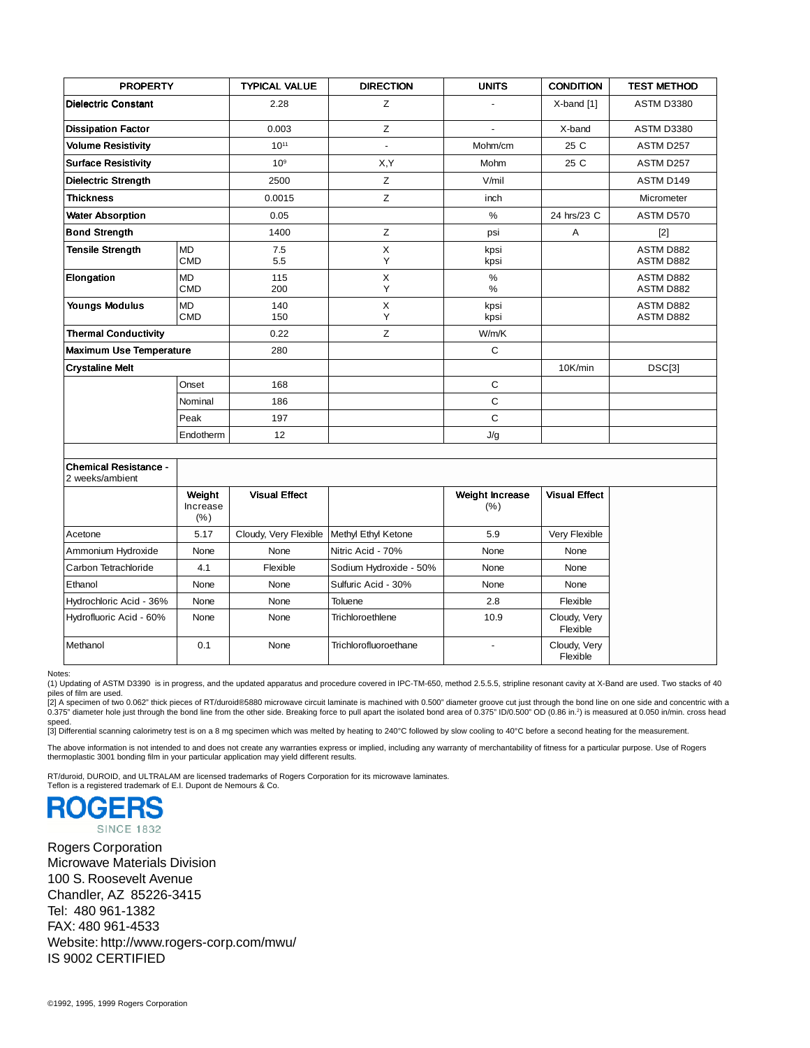| PROPERTY | | TYPICAL VALUE | DIRECTION | UNITS | CONDITION | TEST METHOD |
|---|---|---|---|---|---|---|
| **Dielectric Constant** | | 2.28 | Z | - | X-band [1] | ASTM D3380 |
| **Dissipation Factor** | | 0.003 | Z | - | X-band | ASTM D3380 |
| **Volume Resistivity** | | $10^{11}$ | - | Mohm/cm | 25 C | ASTM D257 |
| **Surface Resistivity** | | $10^{9}$ | X,Y | Mohm | 25 C | ASTM D257 |
| **Dielectric Strength** | | 2500 | Z | V/mil | | ASTM D149 |
| **Thickness** | | 0.0015 | Z | inch | | Micrometer |
| **Water Absorption** | | 0.05 | | % | 24 hrs/23 C | ASTM D570 |
| **Bond Strength** | | 1400 | Z | psi | A | [2] |
| **Tensile Strength** | MD<br>CMD | 7.5<br>5.5 | X<br>Y | kpsi<br>kpsi | | ASTM D882<br>ASTM D882 |
| **Elongation** | MD<br>CMD | 115<br>200 | X<br>Y | %<br>% | | ASTM D882<br>ASTM D882 |
| **Youngs Modulus** | MD<br>CMD | 140<br>150 | X<br>Y | kpsi<br>kpsi | | ASTM D882<br>ASTM D882 |
| **Thermal Conductivity** | | 0.22 | Z | W/m/K | | |
| **Maximum Use Temperature** | | 280 | | C | | |
| **Crystaline Melt** | | | | | 10K/min | DSC[3] |
| | Onset | 168 | | C | | |
| | Nominal | 186 | | C | | |
| | Peak | 197 | | C | | |
| | Endotherm | 12 | | J/g | | |

| **Chemical Resistance -** 2 weeks/ambient | | | | | |
|---|---|---|---|---|---|
| | **Weight Increase (%)** | **Visual Effect** | | **Weight Increase (%)** | **Visual Effect** |
| Acetone | 5.17 | Cloudy, Very Flexible | Methyl Ethyl Ketone | 5.9 | Very Flexible |
| Ammonium Hydroxide | None | None | Nitric Acid - 70% | None | None |
| Carbon Tetrachloride | 4.1 | Flexible | Sodium Hydroxide - 50% | None | None |
| Ethanol | None | None | Sulfuric Acid - 30% | None | None |
| Hydrochloric Acid - 36% | None | None | Toluene | 2.8 | Flexible |
| Hydrofluoric Acid - 60% | None | None | Trichloroethlene | 10.9 | Cloudy, Very Flexible |
| Methanol | 0.1 | None | Trichlorofluoroethane | - | Cloudy, Very Flexible |

Notes:

(1) Updating of ASTM D3390 is in progress, and the updated apparatus and procedure covered in IPC-TM-650, method 2.5.5.5, stripline resonant cavity at X-Band are used. Two stacks of 40 piles of film are used.

[2] A specimen of two 0.062" thick pieces of RT/duroid®5880 microwave circuit laminate is machined with 0.500" diameter groove cut just through the bond line on one side and concentric with a 0.375" diameter hole just through the bond line from the other side. Breaking force to pull apart the isolated bond area of 0.375" ID/0.500" OD (0.86 in.$^2$) is measured at 0.050 in/min. cross head speed.

[3] Differential scanning calorimetry test is on a 8 mg specimen which was melted by heating to 240°C followed by slow cooling to 40°C before a second heating for the measurement.

The above information is not intended to and does not create any warranties express or implied, including any warranty of merchantability of fitness for a particular purpose. Use of Rogers thermoplastic 3001 bonding film in your particular application may yield different results.

RT/duroid, DUROID, and ULTRALAM are licensed trademarks of Rogers Corporation for its microwave laminates.
Teflon is a registered trademark of E.I. Dupont de Nemours & Co.

**ROGERS**
SINCE 1832

Rogers Corporation
Microwave Materials Division
100 S. Roosevelt Avenue
Chandler, AZ 85226-3415
Tel: 480 961-1382
FAX: 480 961-4533
Website: http://www.rogers-corp.com/mwu/
IS 9002 CERTIFIED

©1992, 1995, 1999 Rogers Corporation